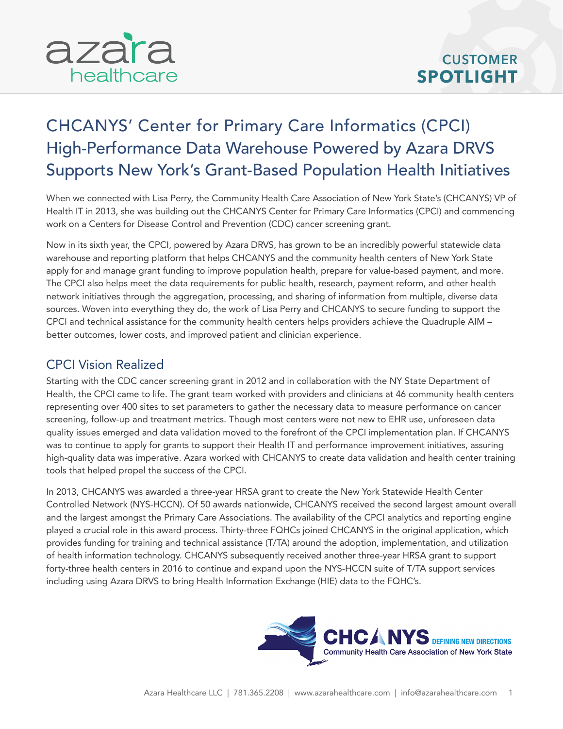CUSTOMER **SPOTLIGHT**

# CHCANYS' Center for Primary Care Informatics (CPCI) High-Performance Data Warehouse Powered by Azara DRVS Supports New York's Grant-Based Population Health Initiatives

When we connected with Lisa Perry, the Community Health Care Association of New York State's (CHCANYS) VP of Health IT in 2013, she was building out the CHCANYS Center for Primary Care Informatics (CPCI) and commencing work on a Centers for Disease Control and Prevention (CDC) cancer screening grant.

Now in its sixth year, the CPCI, powered by Azara DRVS, has grown to be an incredibly powerful statewide data warehouse and reporting platform that helps CHCANYS and the community health centers of New York State apply for and manage grant funding to improve population health, prepare for value-based payment, and more. The CPCI also helps meet the data requirements for public health, research, payment reform, and other health network initiatives through the aggregation, processing, and sharing of information from multiple, diverse data sources. Woven into everything they do, the work of Lisa Perry and CHCANYS to secure funding to support the CPCI and technical assistance for the community health centers helps providers achieve the Quadruple AIM – better outcomes, lower costs, and improved patient and clinician experience.

## CPCI Vision Realized

Starting with the CDC cancer screening grant in 2012 and in collaboration with the NY State Department of Health, the CPCI came to life. The grant team worked with providers and clinicians at 46 community health centers representing over 400 sites to set parameters to gather the necessary data to measure performance on cancer screening, follow-up and treatment metrics. Though most centers were not new to EHR use, unforeseen data quality issues emerged and data validation moved to the forefront of the CPCI implementation plan. If CHCANYS was to continue to apply for grants to support their Health IT and performance improvement initiatives, assuring high-quality data was imperative. Azara worked with CHCANYS to create data validation and health center training tools that helped propel the success of the CPCI.

In 2013, CHCANYS was awarded a three-year HRSA grant to create the New York Statewide Health Center Controlled Network (NYS-HCCN). Of 50 awards nationwide, CHCANYS received the second largest amount overall and the largest amongst the Primary Care Associations. The availability of the CPCI analytics and reporting engine played a crucial role in this award process. Thirty-three FQHCs joined CHCANYS in the original application, which provides funding for training and technical assistance (T/TA) around the adoption, implementation, and utilization of health information technology. CHCANYS subsequently received another three-year HRSA grant to support forty-three health centers in 2016 to continue and expand upon the NYS-HCCN suite of T/TA support services including using Azara DRVS to bring Health Information Exchange (HIE) data to the FQHC's.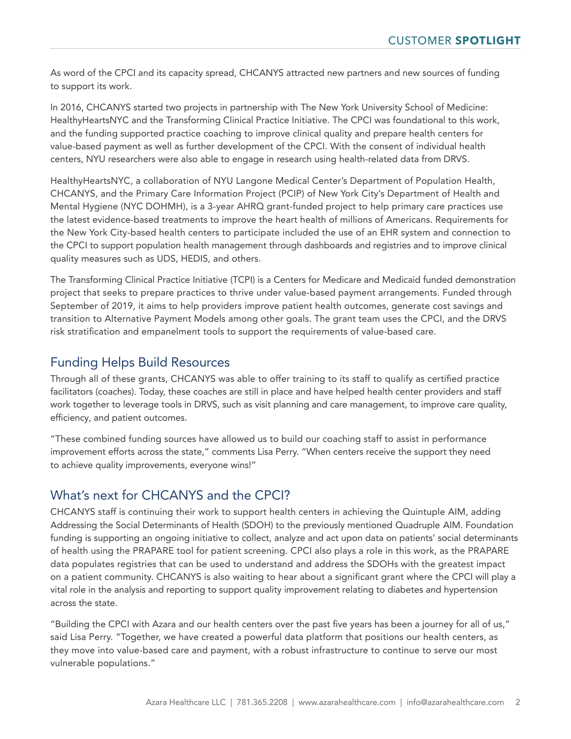As word of the CPCI and its capacity spread, CHCANYS attracted new partners and new sources of funding to support its work.

In 2016, CHCANYS started two projects in partnership with The New York University School of Medicine: HealthyHeartsNYC and the Transforming Clinical Practice Initiative. The CPCI was foundational to this work, and the funding supported practice coaching to improve clinical quality and prepare health centers for value-based payment as well as further development of the CPCI. With the consent of individual health centers, NYU researchers were also able to engage in research using health-related data from DRVS.

HealthyHeartsNYC, a collaboration of NYU Langone Medical Center's Department of Population Health, CHCANYS, and the Primary Care Information Project (PCIP) of New York City's Department of Health and Mental Hygiene (NYC DOHMH), is a 3-year AHRQ grant-funded project to help primary care practices use the latest evidence-based treatments to improve the heart health of millions of Americans. Requirements for the New York City-based health centers to participate included the use of an EHR system and connection to the CPCI to support population health management through dashboards and registries and to improve clinical quality measures such as UDS, HEDIS, and others.

The Transforming Clinical Practice Initiative (TCPI) is a Centers for Medicare and Medicaid funded demonstration project that seeks to prepare practices to thrive under value-based payment arrangements. Funded through September of 2019, it aims to help providers improve patient health outcomes, generate cost savings and transition to Alternative Payment Models among other goals. The grant team uses the CPCI, and the DRVS risk stratification and empanelment tools to support the requirements of value-based care.

## Funding Helps Build Resources

Through all of these grants, CHCANYS was able to offer training to its staff to qualify as certified practice facilitators (coaches). Today, these coaches are still in place and have helped health center providers and staff work together to leverage tools in DRVS, such as visit planning and care management, to improve care quality, efficiency, and patient outcomes.

"These combined funding sources have allowed us to build our coaching staff to assist in performance improvement efforts across the state," comments Lisa Perry. "When centers receive the support they need to achieve quality improvements, everyone wins!"

## What's next for CHCANYS and the CPCI?

CHCANYS staff is continuing their work to support health centers in achieving the Quintuple AIM, adding Addressing the Social Determinants of Health (SDOH) to the previously mentioned Quadruple AIM. Foundation funding is supporting an ongoing initiative to collect, analyze and act upon data on patients' social determinants of health using the PRAPARE tool for patient screening. CPCI also plays a role in this work, as the PRAPARE data populates registries that can be used to understand and address the SDOHs with the greatest impact on a patient community. CHCANYS is also waiting to hear about a significant grant where the CPCI will play a vital role in the analysis and reporting to support quality improvement relating to diabetes and hypertension across the state.

"Building the CPCI with Azara and our health centers over the past five years has been a journey for all of us," said Lisa Perry. "Together, we have created a powerful data platform that positions our health centers, as they move into value-based care and payment, with a robust infrastructure to continue to serve our most vulnerable populations."